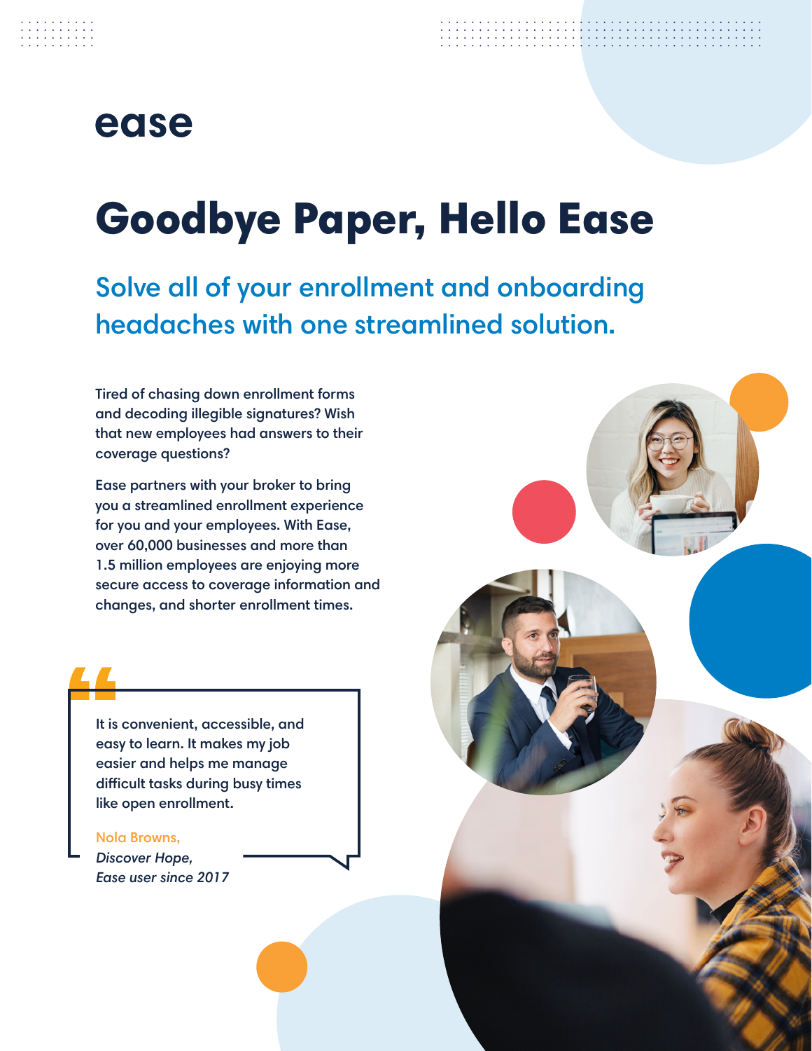ease

# Goodbye Paper, Hello Ease

## Solve all of your enrollment and onboarding headaches with one streamlined solution.

Tired of chasing down enrollment forms and decoding illegible signatures? Wish that new employees had answers to their coverage questions?

Ease partners with your broker to bring you a streamlined enrollment experience for you and your employees. With Ease, over 60,000 businesses and more than 1.5 million employees are enjoying more secure access to coverage information and changes, and shorter enrollment times.

> It is convenient, accessible, and easy to learn. It makes my job easier and helps me manage difficult tasks during busy times like open enrollment.
>
> Nola Browns,
> *Discover Hope,*
> *Ease user since 2017*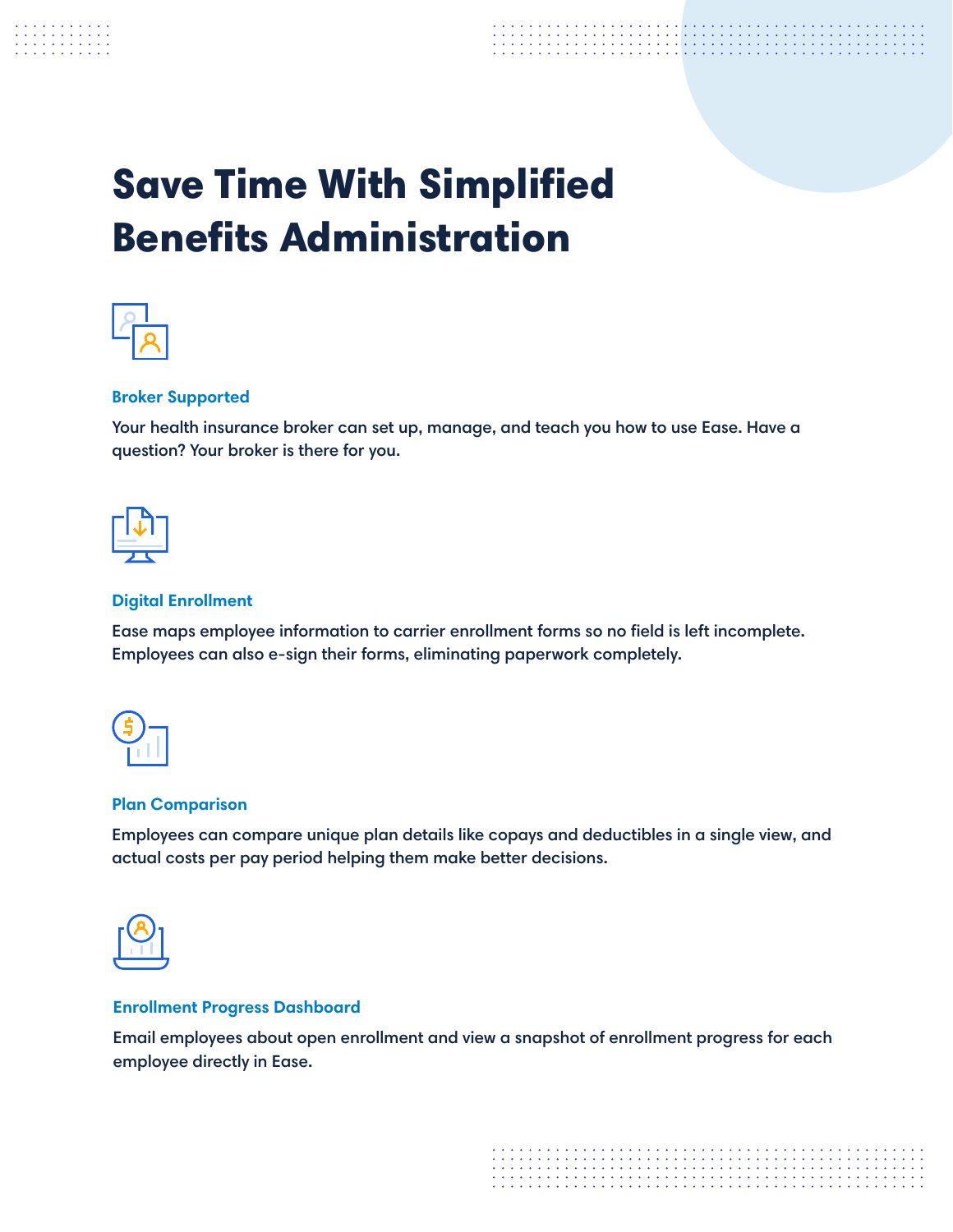# Save Time With Simplified Benefits Administration

### Broker Supported

Your health insurance broker can set up, manage, and teach you how to use Ease. Have a question? Your broker is there for you.

### Digital Enrollment

Ease maps employee information to carrier enrollment forms so no field is left incomplete. Employees can also e-sign their forms, eliminating paperwork completely.

### Plan Comparison

Employees can compare unique plan details like copays and deductibles in a single view, and actual costs per pay period helping them make better decisions.

### Enrollment Progress Dashboard

Email employees about open enrollment and view a snapshot of enrollment progress for each employee directly in Ease.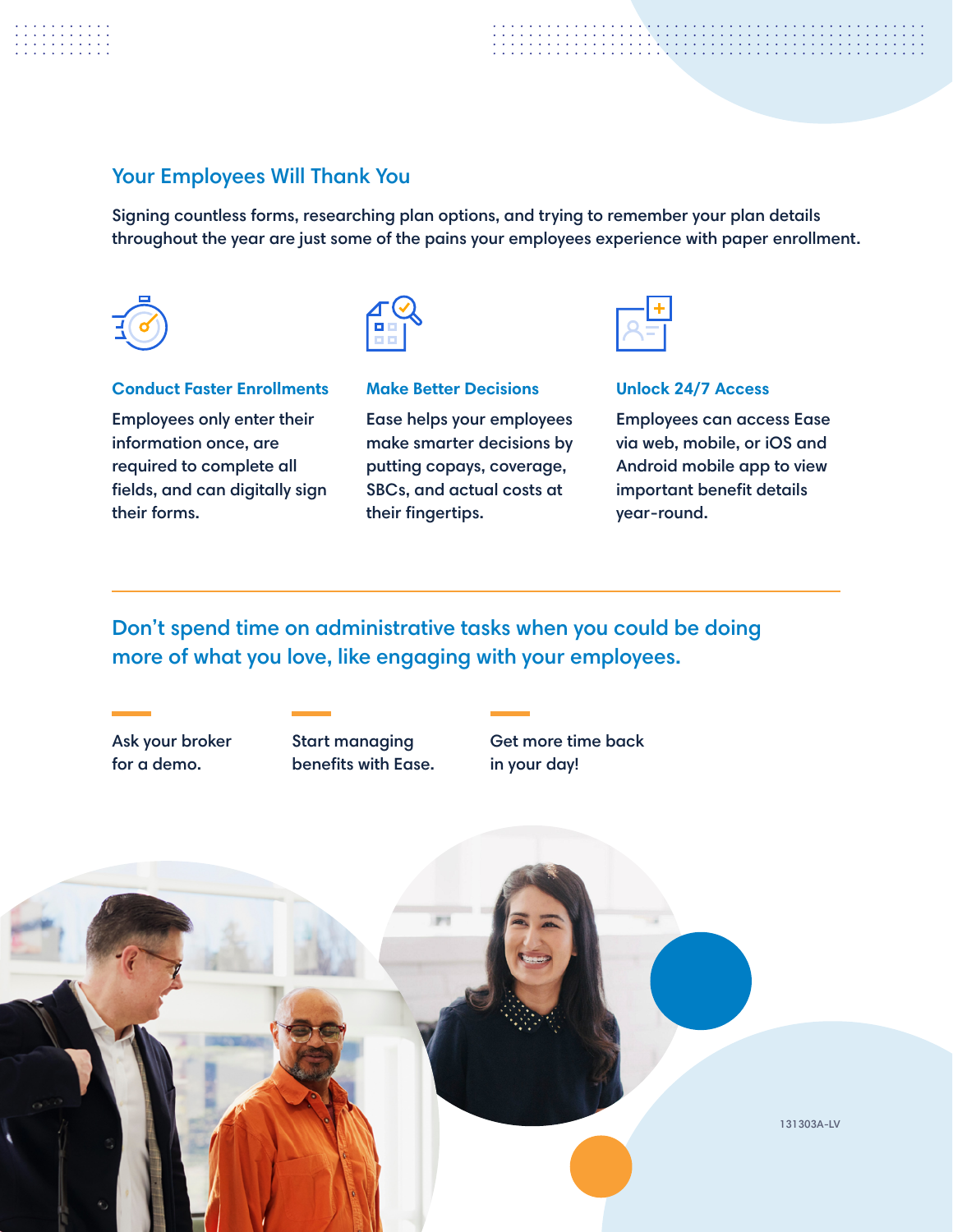## Your Employees Will Thank You

Signing countless forms, researching plan options, and trying to remember your plan details throughout the year are just some of the pains your employees experience with paper enrollment.

### Conduct Faster Enrollments

Employees only enter their information once, are required to complete all fields, and can digitally sign their forms.

### Make Better Decisions

Ease helps your employees make smarter decisions by putting copays, coverage, SBCs, and actual costs at their fingertips.

### Unlock 24/7 Access

Employees can access Ease via web, mobile, or iOS and Android mobile app to view important benefit details year-round.

---

## Don’t spend time on administrative tasks when you could be doing more of what you love, like engaging with your employees.

Ask your broker for a demo.

Start managing benefits with Ease.

Get more time back in your day!

131303A-LV